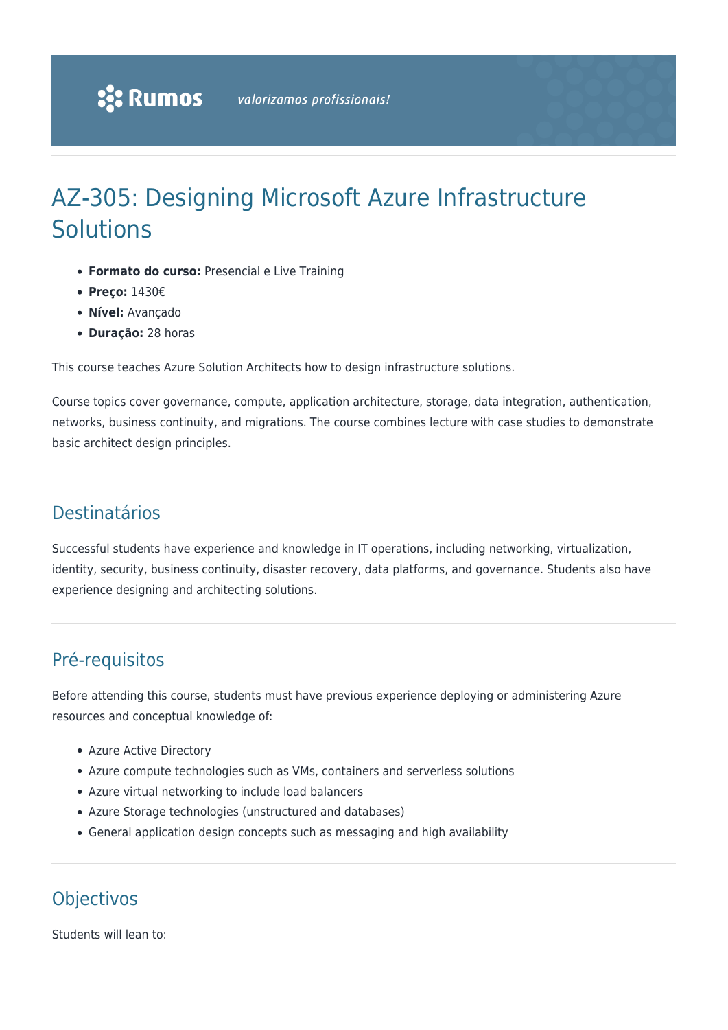# AZ-305: Designing Microsoft Azure Infrastructure Solutions

- **Formato do curso:** Presencial e Live Training
- **Preço:** 1430€
- **Nível:** Avançado
- **Duração:** 28 horas

This course teaches Azure Solution Architects how to design infrastructure solutions.

Course topics cover governance, compute, application architecture, storage, data integration, authentication, networks, business continuity, and migrations. The course combines lecture with case studies to demonstrate basic architect design principles.

## Destinatários

Successful students have experience and knowledge in IT operations, including networking, virtualization, identity, security, business continuity, disaster recovery, data platforms, and governance. Students also have experience designing and architecting solutions.

## Pré-requisitos

Before attending this course, students must have previous experience deploying or administering Azure resources and conceptual knowledge of:

- Azure Active Directory
- Azure compute technologies such as VMs, containers and serverless solutions
- Azure virtual networking to include load balancers
- Azure Storage technologies (unstructured and databases)
- General application design concepts such as messaging and high availability

## Objectivos

Students will lean to: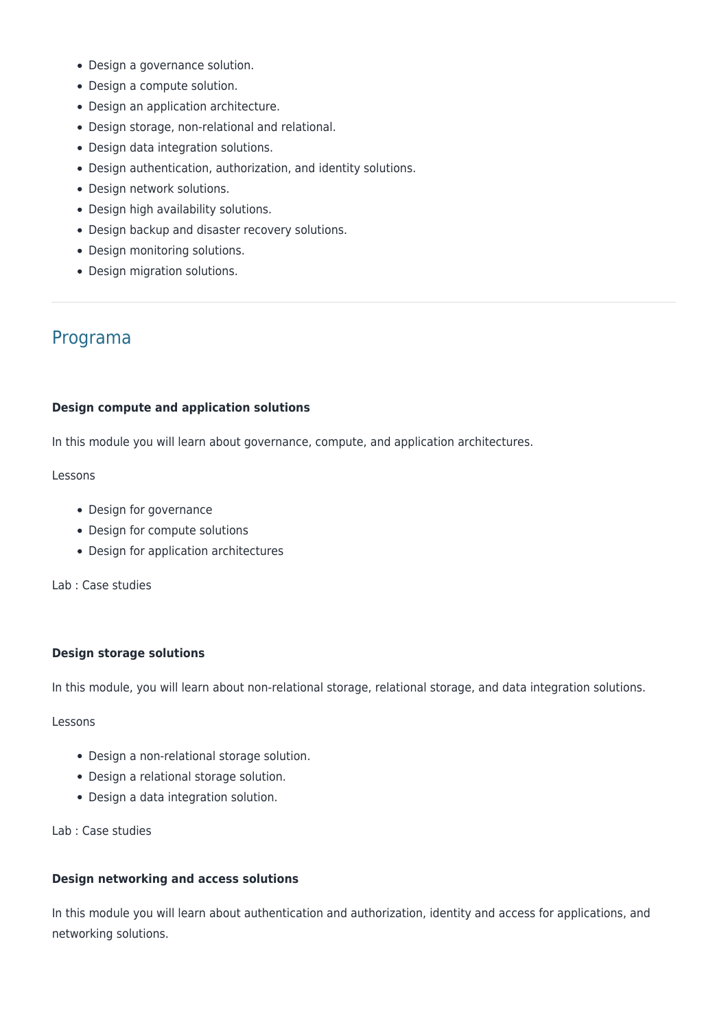- Design a governance solution.
- Design a compute solution.
- Design an application architecture.
- Design storage, non-relational and relational.
- Design data integration solutions.
- Design authentication, authorization, and identity solutions.
- Design network solutions.
- Design high availability solutions.
- Design backup and disaster recovery solutions.
- Design monitoring solutions.
- Design migration solutions.

---

## Programa

**Design compute and application solutions**

In this module you will learn about governance, compute, and application architectures.

Lessons

- Design for governance
- Design for compute solutions
- Design for application architectures

Lab : Case studies

**Design storage solutions**

In this module, you will learn about non-relational storage, relational storage, and data integration solutions.

Lessons

- Design a non-relational storage solution.
- Design a relational storage solution.
- Design a data integration solution.

Lab : Case studies

**Design networking and access solutions**

In this module you will learn about authentication and authorization, identity and access for applications, and networking solutions.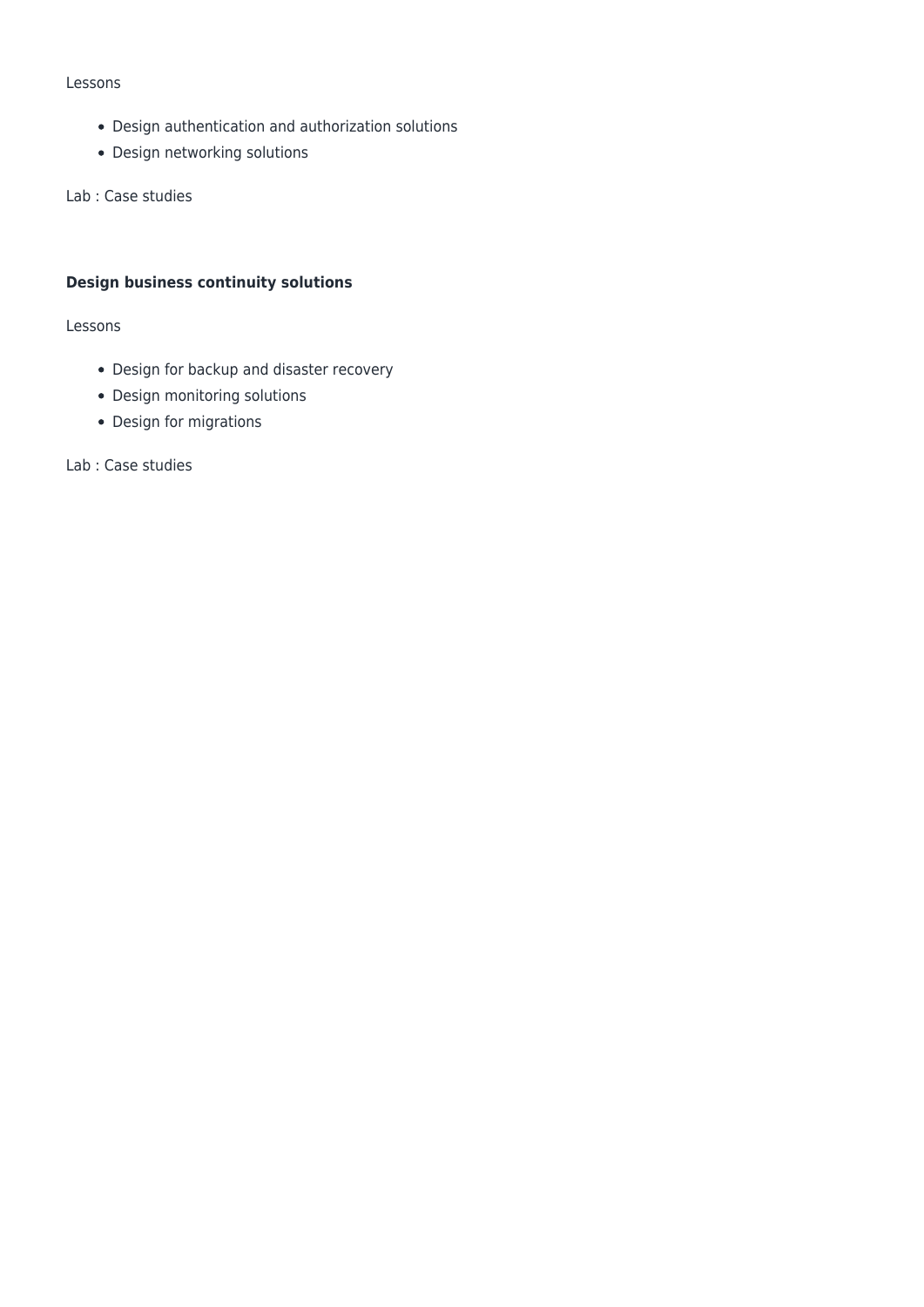Lessons

- Design authentication and authorization solutions
- Design networking solutions

Lab : Case studies

**Design business continuity solutions**

Lessons

- Design for backup and disaster recovery
- Design monitoring solutions
- Design for migrations

Lab : Case studies